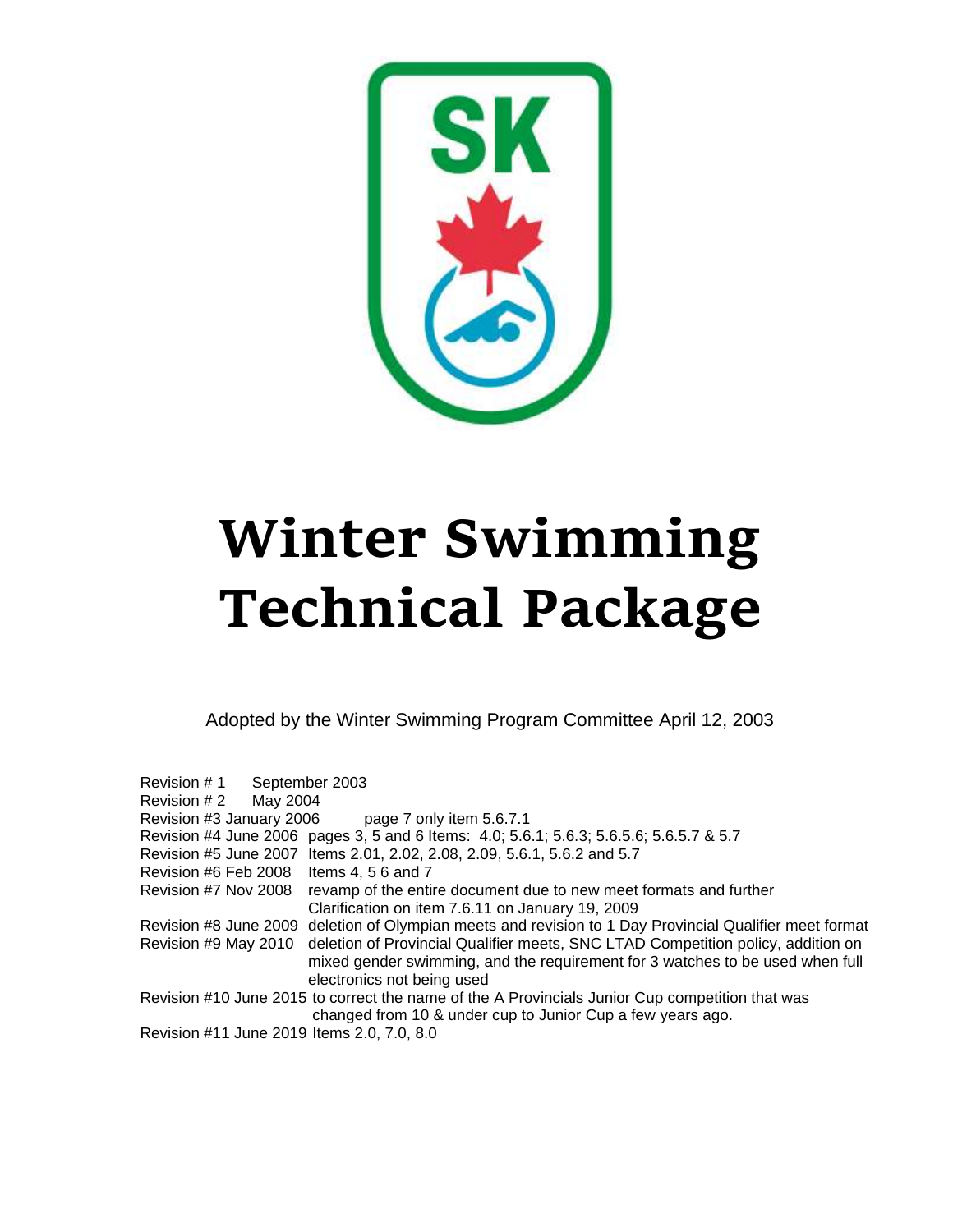# Winter Swimming Technical Package

Adopted by the Winter Swimming Program Committee April 12, 2003

Revision # 1 September 2003
Revision # 2 May 2004
Revision #3 January 2006 page 7 only item 5.6.7.1
Revision #4 June 2006 pages 3, 5 and 6 Items: 4.0; 5.6.1; 5.6.3; 5.6.5.6; 5.6.5.7 & 5.7
Revision #5 June 2007 Items 2.01, 2.02, 2.08, 2.09, 5.6.1, 5.6.2 and 5.7
Revision #6 Feb 2008 Items 4, 5 6 and 7
Revision #7 Nov 2008 revamp of the entire document due to new meet formats and further Clarification on item 7.6.11 on January 19, 2009
Revision #8 June 2009 deletion of Olympian meets and revision to 1 Day Provincial Qualifier meet format
Revision #9 May 2010 deletion of Provincial Qualifier meets, SNC LTAD Competition policy, addition on mixed gender swimming, and the requirement for 3 watches to be used when full electronics not being used
Revision #10 June 2015 to correct the name of the A Provincials Junior Cup competition that was changed from 10 & under cup to Junior Cup a few years ago.
Revision #11 June 2019 Items 2.0, 7.0, 8.0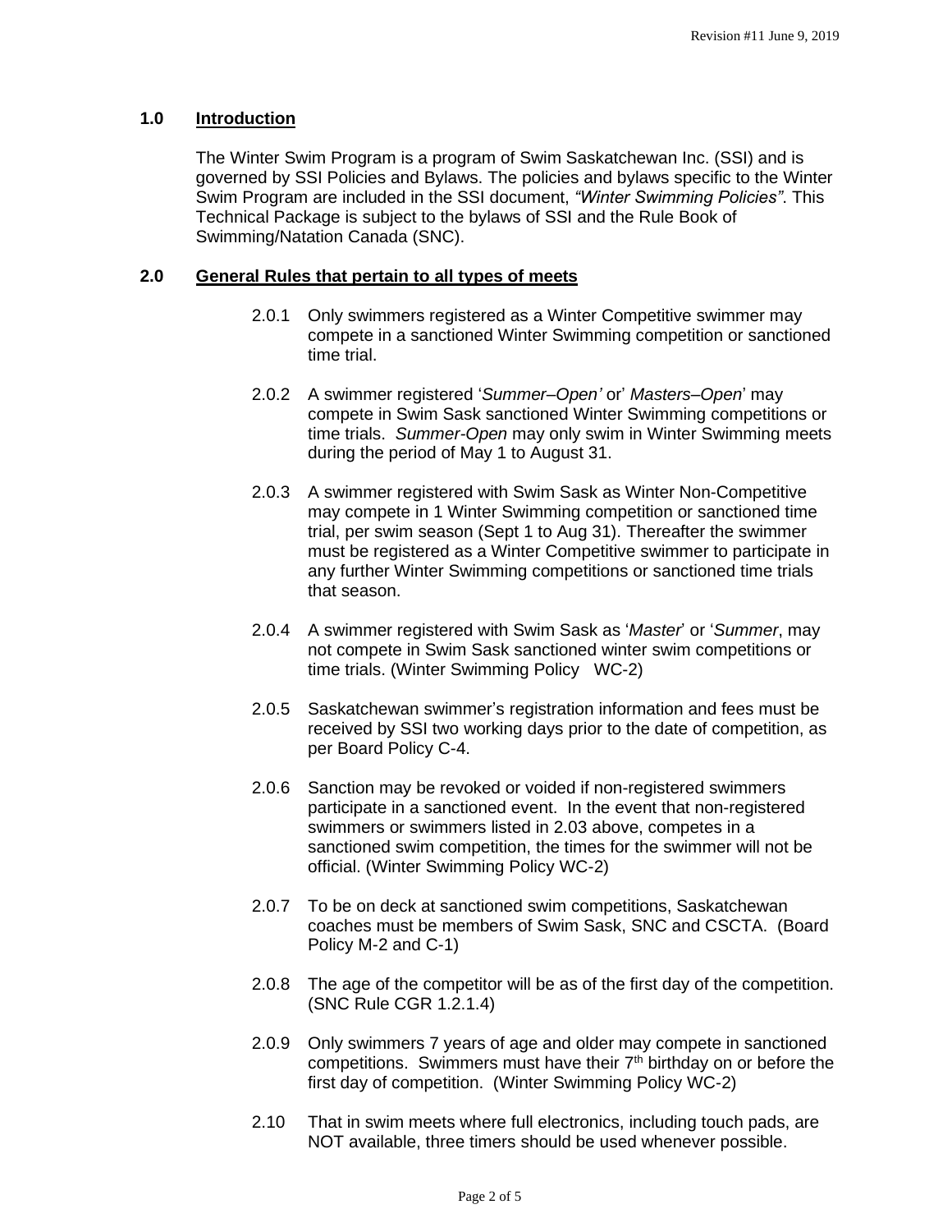## 1.0 Introduction

The Winter Swim Program is a program of Swim Saskatchewan Inc. (SSI) and is governed by SSI Policies and Bylaws. The policies and bylaws specific to the Winter Swim Program are included in the SSI document, *"Winter Swimming Policies"*. This Technical Package is subject to the bylaws of SSI and the Rule Book of Swimming/Natation Canada (SNC).

## 2.0 General Rules that pertain to all types of meets

2.0.1 Only swimmers registered as a Winter Competitive swimmer may compete in a sanctioned Winter Swimming competition or sanctioned time trial.

2.0.2 A swimmer registered '*Summer–Open'* or' *Masters–Open*' may compete in Swim Sask sanctioned Winter Swimming competitions or time trials. *Summer-Open* may only swim in Winter Swimming meets during the period of May 1 to August 31.

2.0.3 A swimmer registered with Swim Sask as Winter Non-Competitive may compete in 1 Winter Swimming competition or sanctioned time trial, per swim season (Sept 1 to Aug 31). Thereafter the swimmer must be registered as a Winter Competitive swimmer to participate in any further Winter Swimming competitions or sanctioned time trials that season.

2.0.4 A swimmer registered with Swim Sask as '*Master*' or '*Summer*, may not compete in Swim Sask sanctioned winter swim competitions or time trials. (Winter Swimming Policy WC-2)

2.0.5 Saskatchewan swimmer's registration information and fees must be received by SSI two working days prior to the date of competition, as per Board Policy C-4.

2.0.6 Sanction may be revoked or voided if non-registered swimmers participate in a sanctioned event. In the event that non-registered swimmers or swimmers listed in 2.03 above, competes in a sanctioned swim competition, the times for the swimmer will not be official. (Winter Swimming Policy WC-2)

2.0.7 To be on deck at sanctioned swim competitions, Saskatchewan coaches must be members of Swim Sask, SNC and CSCTA. (Board Policy M-2 and C-1)

2.0.8 The age of the competitor will be as of the first day of the competition. (SNC Rule CGR 1.2.1.4)

2.0.9 Only swimmers 7 years of age and older may compete in sanctioned competitions. Swimmers must have their 7th birthday on or before the first day of competition. (Winter Swimming Policy WC-2)

2.10 That in swim meets where full electronics, including touch pads, are NOT available, three timers should be used whenever possible.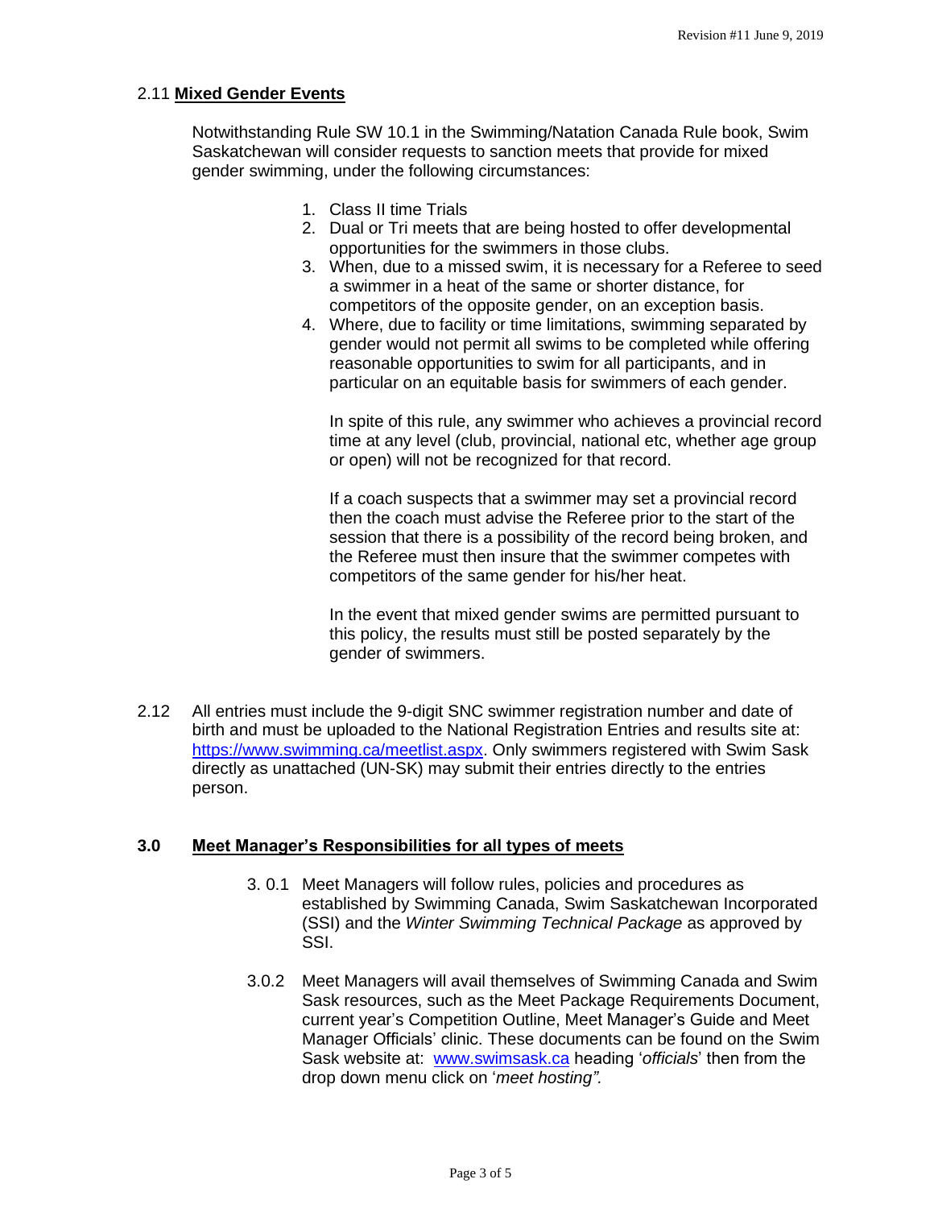2.11 **Mixed Gender Events**

Notwithstanding Rule SW 10.1 in the Swimming/Natation Canada Rule book, Swim Saskatchewan will consider requests to sanction meets that provide for mixed gender swimming, under the following circumstances:

1. Class II time Trials
2. Dual or Tri meets that are being hosted to offer developmental opportunities for the swimmers in those clubs.
3. When, due to a missed swim, it is necessary for a Referee to seed a swimmer in a heat of the same or shorter distance, for competitors of the opposite gender, on an exception basis.
4. Where, due to facility or time limitations, swimming separated by gender would not permit all swims to be completed while offering reasonable opportunities to swim for all participants, and in particular on an equitable basis for swimmers of each gender.

   In spite of this rule, any swimmer who achieves a provincial record time at any level (club, provincial, national etc, whether age group or open) will not be recognized for that record.

   If a coach suspects that a swimmer may set a provincial record then the coach must advise the Referee prior to the start of the session that there is a possibility of the record being broken, and the Referee must then insure that the swimmer competes with competitors of the same gender for his/her heat.

   In the event that mixed gender swims are permitted pursuant to this policy, the results must still be posted separately by the gender of swimmers.

2.12 All entries must include the 9-digit SNC swimmer registration number and date of birth and must be uploaded to the National Registration Entries and results site at: [https://www.swimming.ca/meetlist.aspx](https://www.swimming.ca/meetlist.aspx). Only swimmers registered with Swim Sask directly as unattached (UN-SK) may submit their entries directly to the entries person.

## 3.0 Meet Manager's Responsibilities for all types of meets

3. 0.1 Meet Managers will follow rules, policies and procedures as established by Swimming Canada, Swim Saskatchewan Incorporated (SSI) and the *Winter Swimming Technical Package* as approved by SSI.

3.0.2 Meet Managers will avail themselves of Swimming Canada and Swim Sask resources, such as the Meet Package Requirements Document, current year's Competition Outline, Meet Manager's Guide and Meet Manager Officials' clinic. These documents can be found on the Swim Sask website at: [www.swimsask.ca](http://www.swimsask.ca) heading '*officials*' then from the drop down menu click on '*meet hosting".*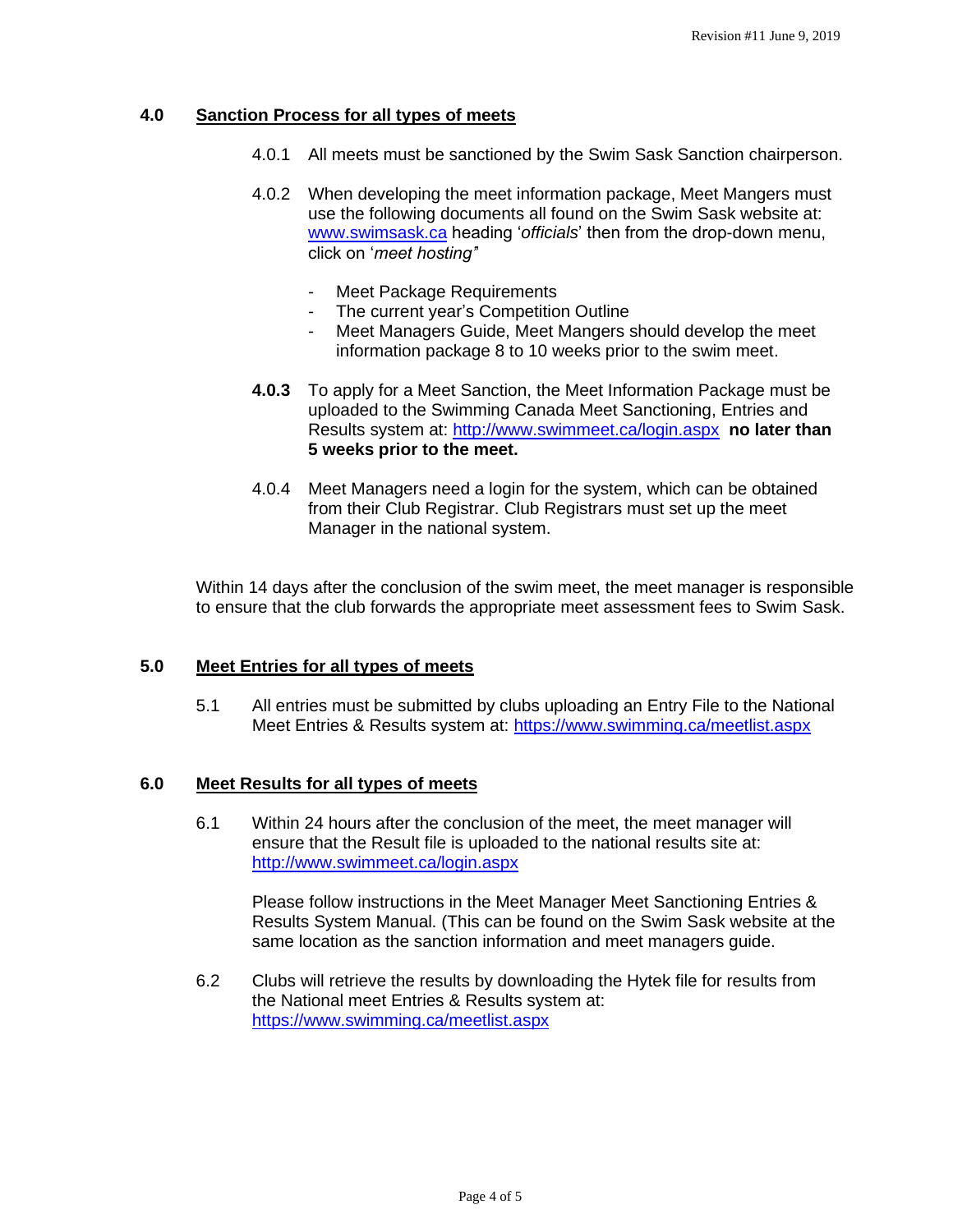## 4.0 Sanction Process for all types of meets

4.0.1 All meets must be sanctioned by the Swim Sask Sanction chairperson.

4.0.2 When developing the meet information package, Meet Mangers must use the following documents all found on the Swim Sask website at: www.swimsask.ca heading '*officials*' then from the drop-down menu, click on '*meet hosting*'

- Meet Package Requirements
- The current year's Competition Outline
- Meet Managers Guide, Meet Mangers should develop the meet information package 8 to 10 weeks prior to the swim meet.

**4.0.3** To apply for a Meet Sanction, the Meet Information Package must be uploaded to the Swimming Canada Meet Sanctioning, Entries and Results system at: http://www.swimmeet.ca/login.aspx **no later than 5 weeks prior to the meet.**

4.0.4 Meet Managers need a login for the system, which can be obtained from their Club Registrar. Club Registrars must set up the meet Manager in the national system.

Within 14 days after the conclusion of the swim meet, the meet manager is responsible to ensure that the club forwards the appropriate meet assessment fees to Swim Sask.

## 5.0 Meet Entries for all types of meets

5.1 All entries must be submitted by clubs uploading an Entry File to the National Meet Entries & Results system at: https://www.swimming.ca/meetlist.aspx

## 6.0 Meet Results for all types of meets

6.1 Within 24 hours after the conclusion of the meet, the meet manager will ensure that the Result file is uploaded to the national results site at: http://www.swimmeet.ca/login.aspx

Please follow instructions in the Meet Manager Meet Sanctioning Entries & Results System Manual. (This can be found on the Swim Sask website at the same location as the sanction information and meet managers guide.

6.2 Clubs will retrieve the results by downloading the Hytek file for results from the National meet Entries & Results system at: https://www.swimming.ca/meetlist.aspx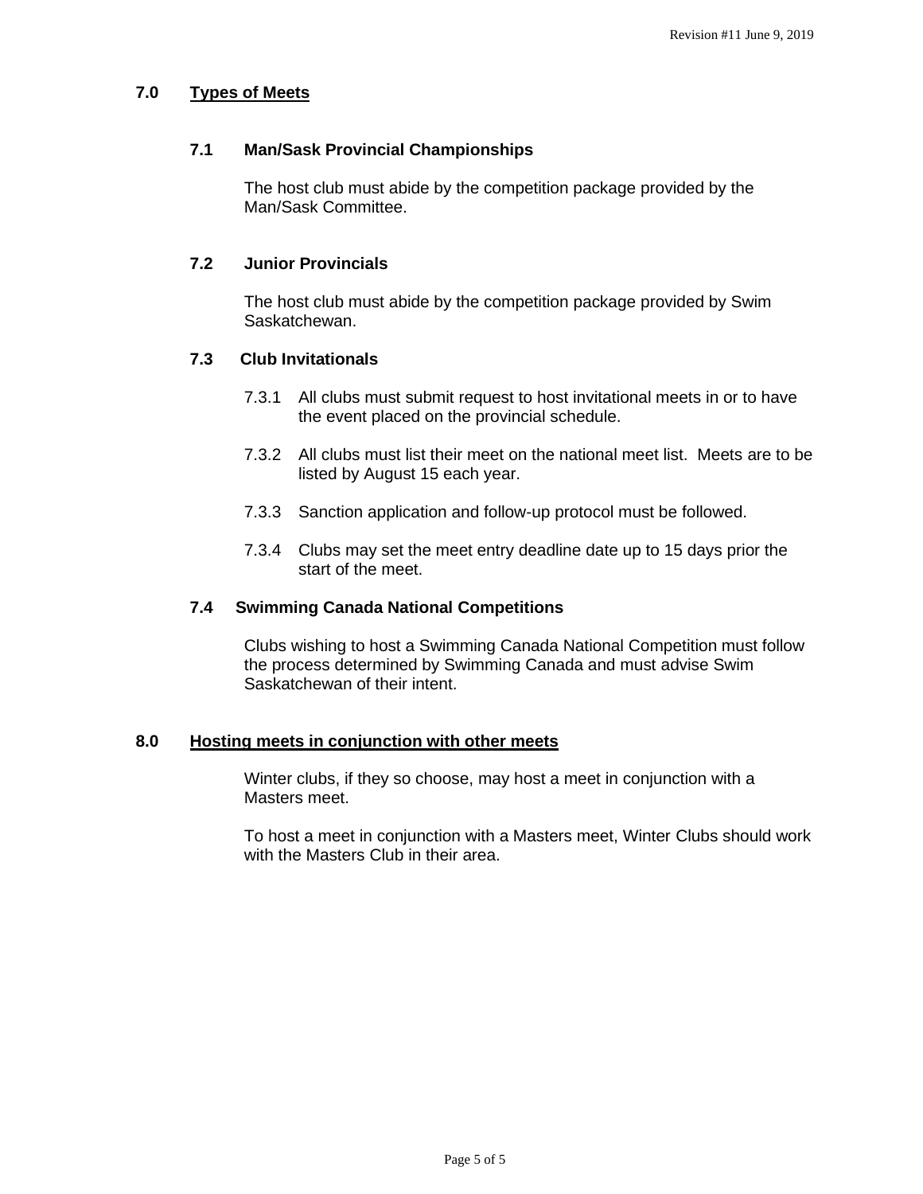## 7.0 Types of Meets

### 7.1 Man/Sask Provincial Championships

The host club must abide by the competition package provided by the Man/Sask Committee.

### 7.2 Junior Provincials

The host club must abide by the competition package provided by Swim Saskatchewan.

### 7.3 Club Invitationals

7.3.1 All clubs must submit request to host invitational meets in or to have the event placed on the provincial schedule.

7.3.2 All clubs must list their meet on the national meet list. Meets are to be listed by August 15 each year.

7.3.3 Sanction application and follow-up protocol must be followed.

7.3.4 Clubs may set the meet entry deadline date up to 15 days prior the start of the meet.

### 7.4 Swimming Canada National Competitions

Clubs wishing to host a Swimming Canada National Competition must follow the process determined by Swimming Canada and must advise Swim Saskatchewan of their intent.

## 8.0 Hosting meets in conjunction with other meets

Winter clubs, if they so choose, may host a meet in conjunction with a Masters meet.

To host a meet in conjunction with a Masters meet, Winter Clubs should work with the Masters Club in their area.